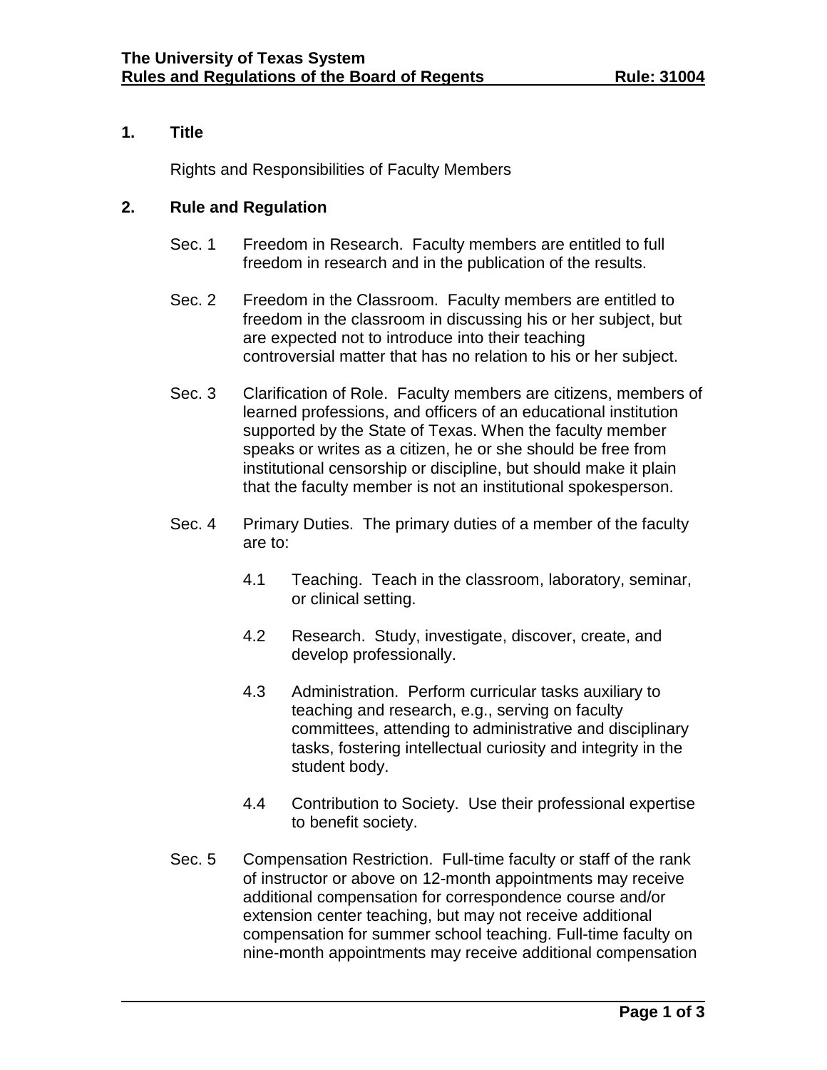## 1. Title

Rights and Responsibilities of Faculty Members

## 2. Rule and Regulation

Sec. 1 Freedom in Research. Faculty members are entitled to full freedom in research and in the publication of the results.

Sec. 2 Freedom in the Classroom. Faculty members are entitled to freedom in the classroom in discussing his or her subject, but are expected not to introduce into their teaching controversial matter that has no relation to his or her subject.

Sec. 3 Clarification of Role. Faculty members are citizens, members of learned professions, and officers of an educational institution supported by the State of Texas. When the faculty member speaks or writes as a citizen, he or she should be free from institutional censorship or discipline, but should make it plain that the faculty member is not an institutional spokesperson.

Sec. 4 Primary Duties. The primary duties of a member of the faculty are to:

4.1 Teaching. Teach in the classroom, laboratory, seminar, or clinical setting.

4.2 Research. Study, investigate, discover, create, and develop professionally.

4.3 Administration. Perform curricular tasks auxiliary to teaching and research, e.g., serving on faculty committees, attending to administrative and disciplinary tasks, fostering intellectual curiosity and integrity in the student body.

4.4 Contribution to Society. Use their professional expertise to benefit society.

Sec. 5 Compensation Restriction. Full-time faculty or staff of the rank of instructor or above on 12-month appointments may receive additional compensation for correspondence course and/or extension center teaching, but may not receive additional compensation for summer school teaching. Full-time faculty on nine-month appointments may receive additional compensation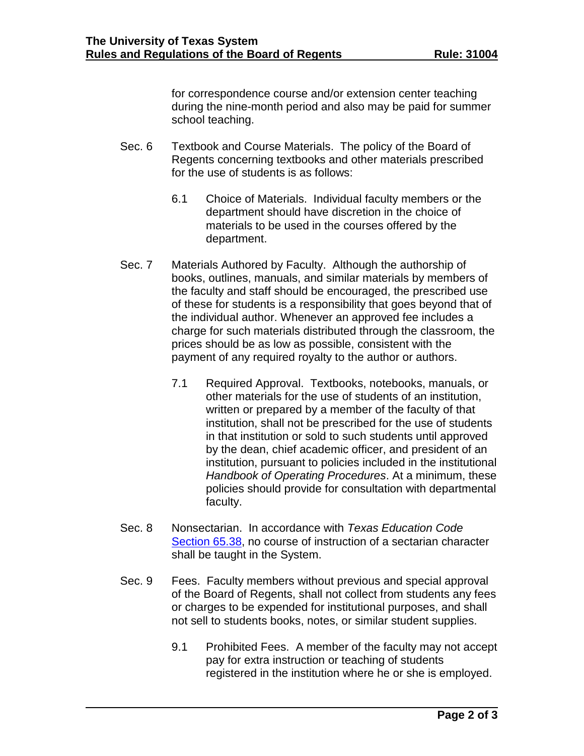for correspondence course and/or extension center teaching during the nine-month period and also may be paid for summer school teaching.

Sec. 6 Textbook and Course Materials. The policy of the Board of Regents concerning textbooks and other materials prescribed for the use of students is as follows:

6.1 Choice of Materials. Individual faculty members or the department should have discretion in the choice of materials to be used in the courses offered by the department.

Sec. 7 Materials Authored by Faculty. Although the authorship of books, outlines, manuals, and similar materials by members of the faculty and staff should be encouraged, the prescribed use of these for students is a responsibility that goes beyond that of the individual author. Whenever an approved fee includes a charge for such materials distributed through the classroom, the prices should be as low as possible, consistent with the payment of any required royalty to the author or authors.

7.1 Required Approval. Textbooks, notebooks, manuals, or other materials for the use of students of an institution, written or prepared by a member of the faculty of that institution, shall not be prescribed for the use of students in that institution or sold to such students until approved by the dean, chief academic officer, and president of an institution, pursuant to policies included in the institutional *Handbook of Operating Procedures*. At a minimum, these policies should provide for consultation with departmental faculty.

Sec. 8 Nonsectarian. In accordance with *Texas Education Code* Section 65.38, no course of instruction of a sectarian character shall be taught in the System.

Sec. 9 Fees. Faculty members without previous and special approval of the Board of Regents, shall not collect from students any fees or charges to be expended for institutional purposes, and shall not sell to students books, notes, or similar student supplies.

9.1 Prohibited Fees. A member of the faculty may not accept pay for extra instruction or teaching of students registered in the institution where he or she is employed.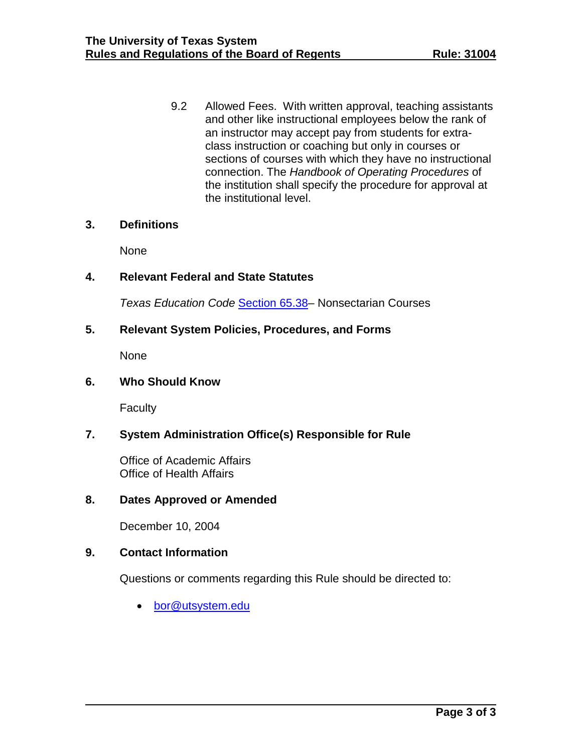9.2 Allowed Fees. With written approval, teaching assistants and other like instructional employees below the rank of an instructor may accept pay from students for extra-class instruction or coaching but only in courses or sections of courses with which they have no instructional connection. The *Handbook of Operating Procedures* of the institution shall specify the procedure for approval at the institutional level.

## 3. Definitions

None

## 4. Relevant Federal and State Statutes

*Texas Education Code* Section 65.38– Nonsectarian Courses

## 5. Relevant System Policies, Procedures, and Forms

None

## 6. Who Should Know

Faculty

## 7. System Administration Office(s) Responsible for Rule

Office of Academic Affairs
Office of Health Affairs

## 8. Dates Approved or Amended

December 10, 2004

## 9. Contact Information

Questions or comments regarding this Rule should be directed to:

- bor@utsystem.edu